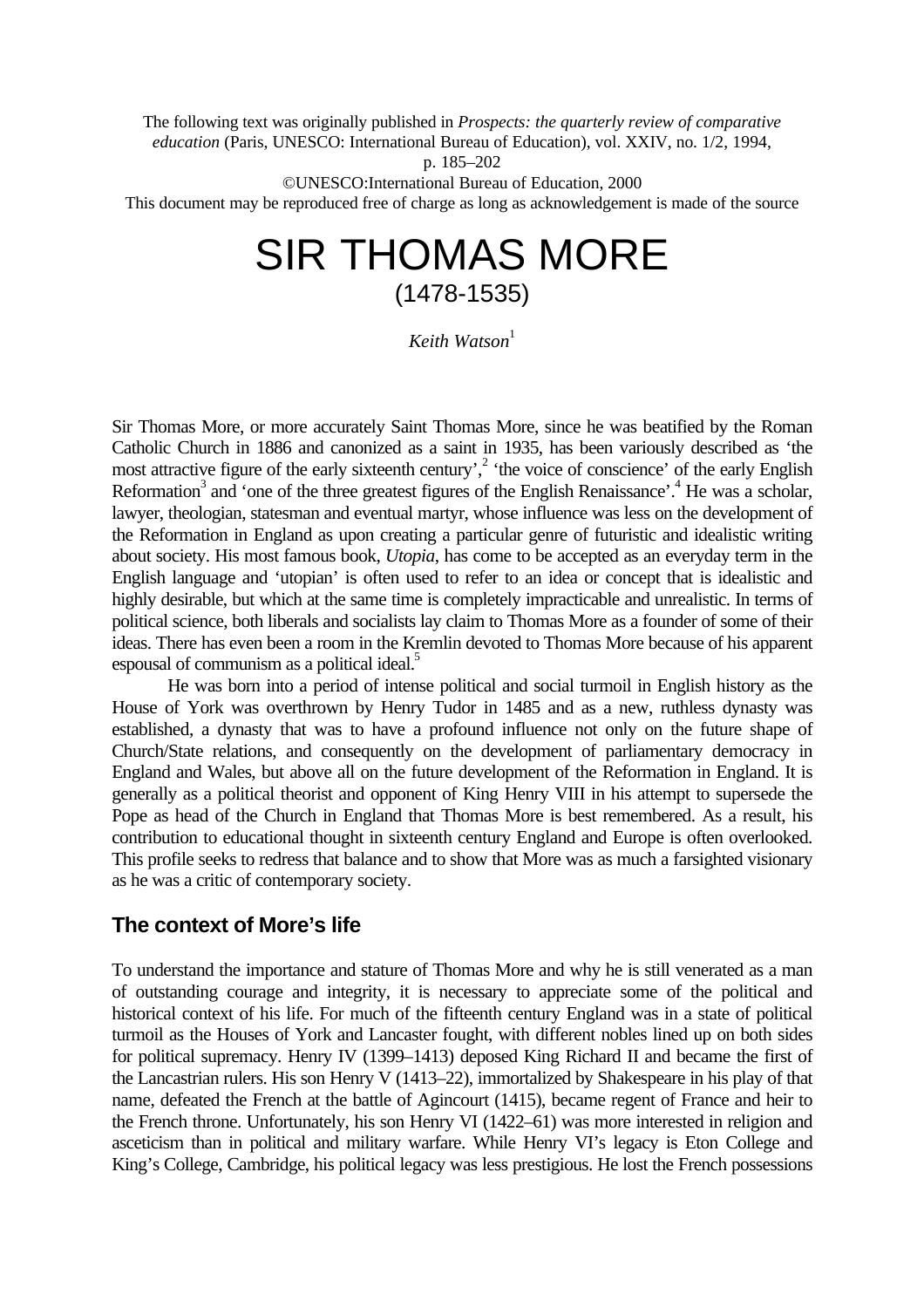The following text was originally published in *Prospects: the quarterly review of comparative education* (Paris, UNESCO: International Bureau of Education), vol. XXIV, no. 1/2, 1994, p. 185–202

©UNESCO:International Bureau of Education, 2000

This document may be reproduced free of charge as long as acknowledgement is made of the source

# SIR THOMAS MORE
## (1478-1535)

*Keith Watson*[1]

Sir Thomas More, or more accurately Saint Thomas More, since he was beatified by the Roman Catholic Church in 1886 and canonized as a saint in 1935, has been variously described as 'the most attractive figure of the early sixteenth century',[2] 'the voice of conscience' of the early English Reformation[3] and 'one of the three greatest figures of the English Renaissance'.[4] He was a scholar, lawyer, theologian, statesman and eventual martyr, whose influence was less on the development of the Reformation in England as upon creating a particular genre of futuristic and idealistic writing about society. His most famous book, *Utopia*, has come to be accepted as an everyday term in the English language and 'utopian' is often used to refer to an idea or concept that is idealistic and highly desirable, but which at the same time is completely impracticable and unrealistic. In terms of political science, both liberals and socialists lay claim to Thomas More as a founder of some of their ideas. There has even been a room in the Kremlin devoted to Thomas More because of his apparent espousal of communism as a political ideal.[5]

He was born into a period of intense political and social turmoil in English history as the House of York was overthrown by Henry Tudor in 1485 and as a new, ruthless dynasty was established, a dynasty that was to have a profound influence not only on the future shape of Church/State relations, and consequently on the development of parliamentary democracy in England and Wales, but above all on the future development of the Reformation in England. It is generally as a political theorist and opponent of King Henry VIII in his attempt to supersede the Pope as head of the Church in England that Thomas More is best remembered. As a result, his contribution to educational thought in sixteenth century England and Europe is often overlooked. This profile seeks to redress that balance and to show that More was as much a farsighted visionary as he was a critic of contemporary society.

## The context of More's life

To understand the importance and stature of Thomas More and why he is still venerated as a man of outstanding courage and integrity, it is necessary to appreciate some of the political and historical context of his life. For much of the fifteenth century England was in a state of political turmoil as the Houses of York and Lancaster fought, with different nobles lined up on both sides for political supremacy. Henry IV (1399–1413) deposed King Richard II and became the first of the Lancastrian rulers. His son Henry V (1413–22), immortalized by Shakespeare in his play of that name, defeated the French at the battle of Agincourt (1415), became regent of France and heir to the French throne. Unfortunately, his son Henry VI (1422–61) was more interested in religion and asceticism than in political and military warfare. While Henry VI's legacy is Eton College and King's College, Cambridge, his political legacy was less prestigious. He lost the French possessions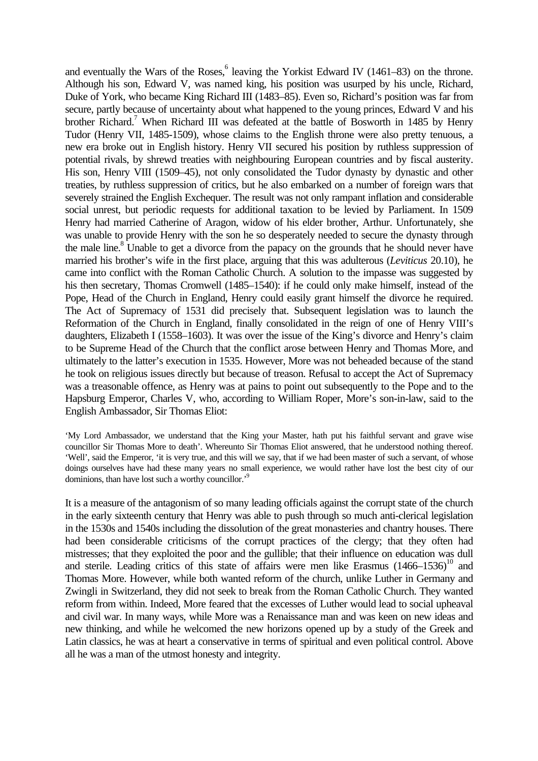and eventually the Wars of the Roses,[6] leaving the Yorkist Edward IV (1461–83) on the throne. Although his son, Edward V, was named king, his position was usurped by his uncle, Richard, Duke of York, who became King Richard III (1483–85). Even so, Richard's position was far from secure, partly because of uncertainty about what happened to the young princes, Edward V and his brother Richard.[7] When Richard III was defeated at the battle of Bosworth in 1485 by Henry Tudor (Henry VII, 1485-1509), whose claims to the English throne were also pretty tenuous, a new era broke out in English history. Henry VII secured his position by ruthless suppression of potential rivals, by shrewd treaties with neighbouring European countries and by fiscal austerity. His son, Henry VIII (1509–45), not only consolidated the Tudor dynasty by dynastic and other treaties, by ruthless suppression of critics, but he also embarked on a number of foreign wars that severely strained the English Exchequer. The result was not only rampant inflation and considerable social unrest, but periodic requests for additional taxation to be levied by Parliament. In 1509 Henry had married Catherine of Aragon, widow of his elder brother, Arthur. Unfortunately, she was unable to provide Henry with the son he so desperately needed to secure the dynasty through the male line.[8] Unable to get a divorce from the papacy on the grounds that he should never have married his brother's wife in the first place, arguing that this was adulterous (*Leviticus* 20.10), he came into conflict with the Roman Catholic Church. A solution to the impasse was suggested by his then secretary, Thomas Cromwell (1485–1540): if he could only make himself, instead of the Pope, Head of the Church in England, Henry could easily grant himself the divorce he required. The Act of Supremacy of 1531 did precisely that. Subsequent legislation was to launch the Reformation of the Church in England, finally consolidated in the reign of one of Henry VIII's daughters, Elizabeth I (1558–1603). It was over the issue of the King's divorce and Henry's claim to be Supreme Head of the Church that the conflict arose between Henry and Thomas More, and ultimately to the latter's execution in 1535. However, More was not beheaded because of the stand he took on religious issues directly but because of treason. Refusal to accept the Act of Supremacy was a treasonable offence, as Henry was at pains to point out subsequently to the Pope and to the Hapsburg Emperor, Charles V, who, according to William Roper, More's son-in-law, said to the English Ambassador, Sir Thomas Eliot:

> 'My Lord Ambassador, we understand that the King your Master, hath put his faithful servant and grave wise councillor Sir Thomas More to death'. Whereunto Sir Thomas Eliot answered, that he understood nothing thereof. 'Well', said the Emperor, 'it is very true, and this will we say, that if we had been master of such a servant, of whose doings ourselves have had these many years no small experience, we would rather have lost the best city of our dominions, than have lost such a worthy councillor.'[9]

It is a measure of the antagonism of so many leading officials against the corrupt state of the church in the early sixteenth century that Henry was able to push through so much anti-clerical legislation in the 1530s and 1540s including the dissolution of the great monasteries and chantry houses. There had been considerable criticisms of the corrupt practices of the clergy; that they often had mistresses; that they exploited the poor and the gullible; that their influence on education was dull and sterile. Leading critics of this state of affairs were men like Erasmus (1466–1536)[10] and Thomas More. However, while both wanted reform of the church, unlike Luther in Germany and Zwingli in Switzerland, they did not seek to break from the Roman Catholic Church. They wanted reform from within. Indeed, More feared that the excesses of Luther would lead to social upheaval and civil war. In many ways, while More was a Renaissance man and was keen on new ideas and new thinking, and while he welcomed the new horizons opened up by a study of the Greek and Latin classics, he was at heart a conservative in terms of spiritual and even political control. Above all he was a man of the utmost honesty and integrity.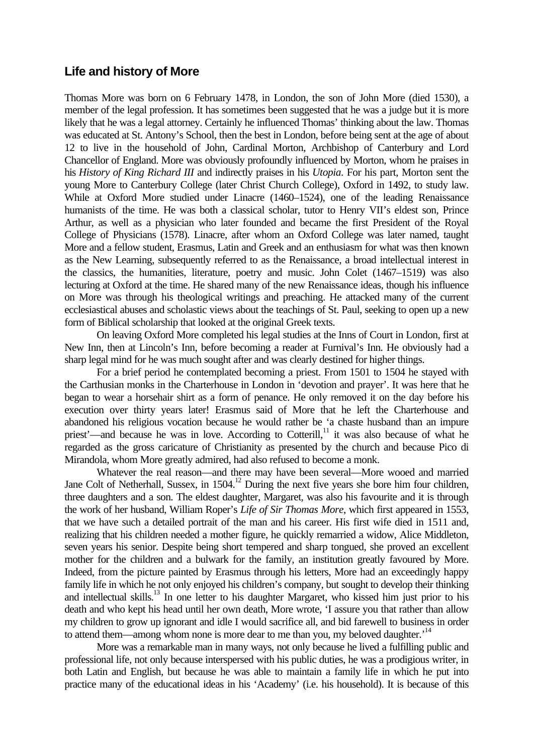## Life and history of More

Thomas More was born on 6 February 1478, in London, the son of John More (died 1530), a member of the legal profession. It has sometimes been suggested that he was a judge but it is more likely that he was a legal attorney. Certainly he influenced Thomas' thinking about the law. Thomas was educated at St. Antony's School, then the best in London, before being sent at the age of about 12 to live in the household of John, Cardinal Morton, Archbishop of Canterbury and Lord Chancellor of England. More was obviously profoundly influenced by Morton, whom he praises in his *History of King Richard III* and indirectly praises in his *Utopia*. For his part, Morton sent the young More to Canterbury College (later Christ Church College), Oxford in 1492, to study law. While at Oxford More studied under Linacre (1460–1524), one of the leading Renaissance humanists of the time. He was both a classical scholar, tutor to Henry VII's eldest son, Prince Arthur, as well as a physician who later founded and became the first President of the Royal College of Physicians (1578). Linacre, after whom an Oxford College was later named, taught More and a fellow student, Erasmus, Latin and Greek and an enthusiasm for what was then known as the New Learning, subsequently referred to as the Renaissance, a broad intellectual interest in the classics, the humanities, literature, poetry and music. John Colet (1467–1519) was also lecturing at Oxford at the time. He shared many of the new Renaissance ideas, though his influence on More was through his theological writings and preaching. He attacked many of the current ecclesiastical abuses and scholastic views about the teachings of St. Paul, seeking to open up a new form of Biblical scholarship that looked at the original Greek texts.

On leaving Oxford More completed his legal studies at the Inns of Court in London, first at New Inn, then at Lincoln's Inn, before becoming a reader at Furnival's Inn. He obviously had a sharp legal mind for he was much sought after and was clearly destined for higher things.

For a brief period he contemplated becoming a priest. From 1501 to 1504 he stayed with the Carthusian monks in the Charterhouse in London in 'devotion and prayer'. It was here that he began to wear a horsehair shirt as a form of penance. He only removed it on the day before his execution over thirty years later! Erasmus said of More that he left the Charterhouse and abandoned his religious vocation because he would rather be 'a chaste husband than an impure priest'—and because he was in love. According to Cotterill,[11] it was also because of what he regarded as the gross caricature of Christianity as presented by the church and because Pico di Mirandola, whom More greatly admired, had also refused to become a monk.

Whatever the real reason—and there may have been several—More wooed and married Jane Colt of Netherhall, Sussex, in 1504.[12] During the next five years she bore him four children, three daughters and a son. The eldest daughter, Margaret, was also his favourite and it is through the work of her husband, William Roper's *Life of Sir Thomas More*, which first appeared in 1553, that we have such a detailed portrait of the man and his career. His first wife died in 1511 and, realizing that his children needed a mother figure, he quickly remarried a widow, Alice Middleton, seven years his senior. Despite being short tempered and sharp tongued, she proved an excellent mother for the children and a bulwark for the family, an institution greatly favoured by More. Indeed, from the picture painted by Erasmus through his letters, More had an exceedingly happy family life in which he not only enjoyed his children's company, but sought to develop their thinking and intellectual skills.[13] In one letter to his daughter Margaret, who kissed him just prior to his death and who kept his head until her own death, More wrote, 'I assure you that rather than allow my children to grow up ignorant and idle I would sacrifice all, and bid farewell to business in order to attend them—among whom none is more dear to me than you, my beloved daughter.'[14]

More was a remarkable man in many ways, not only because he lived a fulfilling public and professional life, not only because interspersed with his public duties, he was a prodigious writer, in both Latin and English, but because he was able to maintain a family life in which he put into practice many of the educational ideas in his 'Academy' (i.e. his household). It is because of this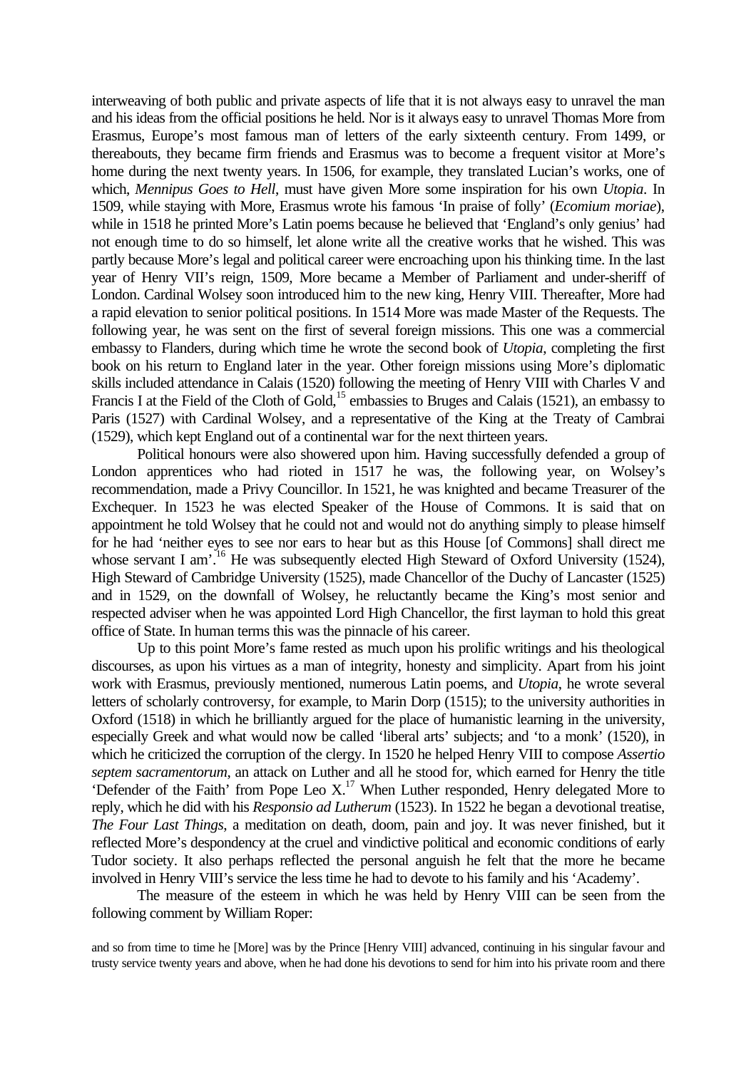interweaving of both public and private aspects of life that it is not always easy to unravel the man and his ideas from the official positions he held. Nor is it always easy to unravel Thomas More from Erasmus, Europe's most famous man of letters of the early sixteenth century. From 1499, or thereabouts, they became firm friends and Erasmus was to become a frequent visitor at More's home during the next twenty years. In 1506, for example, they translated Lucian's works, one of which, *Mennipus Goes to Hell*, must have given More some inspiration for his own *Utopia*. In 1509, while staying with More, Erasmus wrote his famous 'In praise of folly' (*Ecomium moriae*), while in 1518 he printed More's Latin poems because he believed that 'England's only genius' had not enough time to do so himself, let alone write all the creative works that he wished. This was partly because More's legal and political career were encroaching upon his thinking time. In the last year of Henry VII's reign, 1509, More became a Member of Parliament and under-sheriff of London. Cardinal Wolsey soon introduced him to the new king, Henry VIII. Thereafter, More had a rapid elevation to senior political positions. In 1514 More was made Master of the Requests. The following year, he was sent on the first of several foreign missions. This one was a commercial embassy to Flanders, during which time he wrote the second book of *Utopia*, completing the first book on his return to England later in the year. Other foreign missions using More's diplomatic skills included attendance in Calais (1520) following the meeting of Henry VIII with Charles V and Francis I at the Field of the Cloth of Gold,[15] embassies to Bruges and Calais (1521), an embassy to Paris (1527) with Cardinal Wolsey, and a representative of the King at the Treaty of Cambrai (1529), which kept England out of a continental war for the next thirteen years.

Political honours were also showered upon him. Having successfully defended a group of London apprentices who had rioted in 1517 he was, the following year, on Wolsey's recommendation, made a Privy Councillor. In 1521, he was knighted and became Treasurer of the Exchequer. In 1523 he was elected Speaker of the House of Commons. It is said that on appointment he told Wolsey that he could not and would not do anything simply to please himself for he had 'neither eyes to see nor ears to hear but as this House [of Commons] shall direct me whose servant I am'.[16] He was subsequently elected High Steward of Oxford University (1524), High Steward of Cambridge University (1525), made Chancellor of the Duchy of Lancaster (1525) and in 1529, on the downfall of Wolsey, he reluctantly became the King's most senior and respected adviser when he was appointed Lord High Chancellor, the first layman to hold this great office of State. In human terms this was the pinnacle of his career.

Up to this point More's fame rested as much upon his prolific writings and his theological discourses, as upon his virtues as a man of integrity, honesty and simplicity. Apart from his joint work with Erasmus, previously mentioned, numerous Latin poems, and *Utopia*, he wrote several letters of scholarly controversy, for example, to Marin Dorp (1515); to the university authorities in Oxford (1518) in which he brilliantly argued for the place of humanistic learning in the university, especially Greek and what would now be called 'liberal arts' subjects; and 'to a monk' (1520), in which he criticized the corruption of the clergy. In 1520 he helped Henry VIII to compose *Assertio septem sacramentorum*, an attack on Luther and all he stood for, which earned for Henry the title 'Defender of the Faith' from Pope Leo X.[17] When Luther responded, Henry delegated More to reply, which he did with his *Responsio ad Lutherum* (1523). In 1522 he began a devotional treatise, *The Four Last Things*, a meditation on death, doom, pain and joy. It was never finished, but it reflected More's despondency at the cruel and vindictive political and economic conditions of early Tudor society. It also perhaps reflected the personal anguish he felt that the more he became involved in Henry VIII's service the less time he had to devote to his family and his 'Academy'.

The measure of the esteem in which he was held by Henry VIII can be seen from the following comment by William Roper:

> and so from time to time he [More] was by the Prince [Henry VIII] advanced, continuing in his singular favour and trusty service twenty years and above, when he had done his devotions to send for him into his private room and there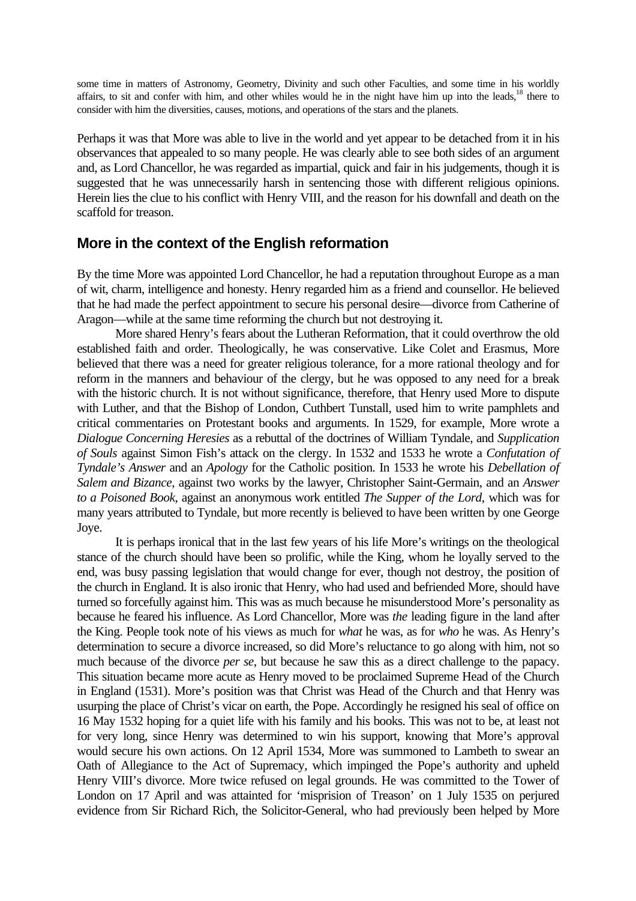some time in matters of Astronomy, Geometry, Divinity and such other Faculties, and some time in his worldly affairs, to sit and confer with him, and other whiles would he in the night have him up into the leads,[18] there to consider with him the diversities, causes, motions, and operations of the stars and the planets.

Perhaps it was that More was able to live in the world and yet appear to be detached from it in his observances that appealed to so many people. He was clearly able to see both sides of an argument and, as Lord Chancellor, he was regarded as impartial, quick and fair in his judgements, though it is suggested that he was unnecessarily harsh in sentencing those with different religious opinions. Herein lies the clue to his conflict with Henry VIII, and the reason for his downfall and death on the scaffold for treason.

## More in the context of the English reformation

By the time More was appointed Lord Chancellor, he had a reputation throughout Europe as a man of wit, charm, intelligence and honesty. Henry regarded him as a friend and counsellor. He believed that he had made the perfect appointment to secure his personal desire—divorce from Catherine of Aragon—while at the same time reforming the church but not destroying it.

More shared Henry's fears about the Lutheran Reformation, that it could overthrow the old established faith and order. Theologically, he was conservative. Like Colet and Erasmus, More believed that there was a need for greater religious tolerance, for a more rational theology and for reform in the manners and behaviour of the clergy, but he was opposed to any need for a break with the historic church. It is not without significance, therefore, that Henry used More to dispute with Luther, and that the Bishop of London, Cuthbert Tunstall, used him to write pamphlets and critical commentaries on Protestant books and arguments. In 1529, for example, More wrote a *Dialogue Concerning Heresies* as a rebuttal of the doctrines of William Tyndale, and *Supplication of Souls* against Simon Fish's attack on the clergy. In 1532 and 1533 he wrote a *Confutation of Tyndale's Answer* and an *Apology* for the Catholic position. In 1533 he wrote his *Debellation of Salem and Bizance*, against two works by the lawyer, Christopher Saint-Germain, and an *Answer to a Poisoned Book*, against an anonymous work entitled *The Supper of the Lord*, which was for many years attributed to Tyndale, but more recently is believed to have been written by one George Joye.

It is perhaps ironical that in the last few years of his life More's writings on the theological stance of the church should have been so prolific, while the King, whom he loyally served to the end, was busy passing legislation that would change for ever, though not destroy, the position of the church in England. It is also ironic that Henry, who had used and befriended More, should have turned so forcefully against him. This was as much because he misunderstood More's personality as because he feared his influence. As Lord Chancellor, More was *the* leading figure in the land after the King. People took note of his views as much for *what* he was, as for *who* he was. As Henry's determination to secure a divorce increased, so did More's reluctance to go along with him, not so much because of the divorce *per se*, but because he saw this as a direct challenge to the papacy. This situation became more acute as Henry moved to be proclaimed Supreme Head of the Church in England (1531). More's position was that Christ was Head of the Church and that Henry was usurping the place of Christ's vicar on earth, the Pope. Accordingly he resigned his seal of office on 16 May 1532 hoping for a quiet life with his family and his books. This was not to be, at least not for very long, since Henry was determined to win his support, knowing that More's approval would secure his own actions. On 12 April 1534, More was summoned to Lambeth to swear an Oath of Allegiance to the Act of Supremacy, which impinged the Pope's authority and upheld Henry VIII's divorce. More twice refused on legal grounds. He was committed to the Tower of London on 17 April and was attainted for 'misprision of Treason' on 1 July 1535 on perjured evidence from Sir Richard Rich, the Solicitor-General, who had previously been helped by More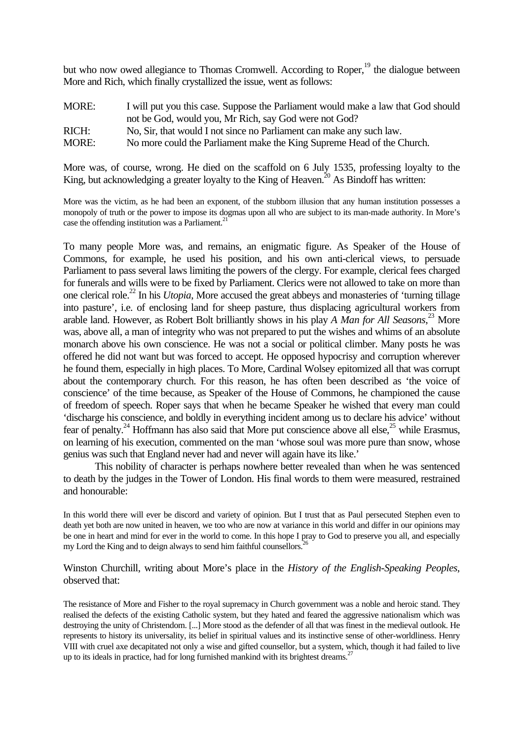but who now owed allegiance to Thomas Cromwell. According to Roper,[19] the dialogue between More and Rich, which finally crystallized the issue, went as follows:

| | |
|---|---|
| MORE: | I will put you this case. Suppose the Parliament would make a law that God should not be God, would you, Mr Rich, say God were not God? |
| RICH: | No, Sir, that would I not since no Parliament can make any such law. |
| MORE: | No more could the Parliament make the King Supreme Head of the Church. |

More was, of course, wrong. He died on the scaffold on 6 July 1535, professing loyalty to the King, but acknowledging a greater loyalty to the King of Heaven.[20] As Bindoff has written:

> More was the victim, as he had been an exponent, of the stubborn illusion that any human institution possesses a monopoly of truth or the power to impose its dogmas upon all who are subject to its man-made authority. In More's case the offending institution was a Parliament.[21]

To many people More was, and remains, an enigmatic figure. As Speaker of the House of Commons, for example, he used his position, and his own anti-clerical views, to persuade Parliament to pass several laws limiting the powers of the clergy. For example, clerical fees charged for funerals and wills were to be fixed by Parliament. Clerics were not allowed to take on more than one clerical role.[22] In his *Utopia*, More accused the great abbeys and monasteries of 'turning tillage into pasture', i.e. of enclosing land for sheep pasture, thus displacing agricultural workers from arable land. However, as Robert Bolt brilliantly shows in his play *A Man for All Seasons*,[23] More was, above all, a man of integrity who was not prepared to put the wishes and whims of an absolute monarch above his own conscience. He was not a social or political climber. Many posts he was offered he did not want but was forced to accept. He opposed hypocrisy and corruption wherever he found them, especially in high places. To More, Cardinal Wolsey epitomized all that was corrupt about the contemporary church. For this reason, he has often been described as 'the voice of conscience' of the time because, as Speaker of the House of Commons, he championed the cause of freedom of speech. Roper says that when he became Speaker he wished that every man could 'discharge his conscience, and boldly in everything incident among us to declare his advice' without fear of penalty.[24] Hoffmann has also said that More put conscience above all else,[25] while Erasmus, on learning of his execution, commented on the man 'whose soul was more pure than snow, whose genius was such that England never had and never will again have its like.'

This nobility of character is perhaps nowhere better revealed than when he was sentenced to death by the judges in the Tower of London. His final words to them were measured, restrained and honourable:

> In this world there will ever be discord and variety of opinion. But I trust that as Paul persecuted Stephen even to death yet both are now united in heaven, we too who are now at variance in this world and differ in our opinions may be one in heart and mind for ever in the world to come. In this hope I pray to God to preserve you all, and especially my Lord the King and to deign always to send him faithful counsellors.[26]

Winston Churchill, writing about More's place in the *History of the English-Speaking Peoples*, observed that:

> The resistance of More and Fisher to the royal supremacy in Church government was a noble and heroic stand. They realised the defects of the existing Catholic system, but they hated and feared the aggressive nationalism which was destroying the unity of Christendom. [...] More stood as the defender of all that was finest in the medieval outlook. He represents to history its universality, its belief in spiritual values and its instinctive sense of other-worldliness. Henry VIII with cruel axe decapitated not only a wise and gifted counsellor, but a system, which, though it had failed to live up to its ideals in practice, had for long furnished mankind with its brightest dreams.[27]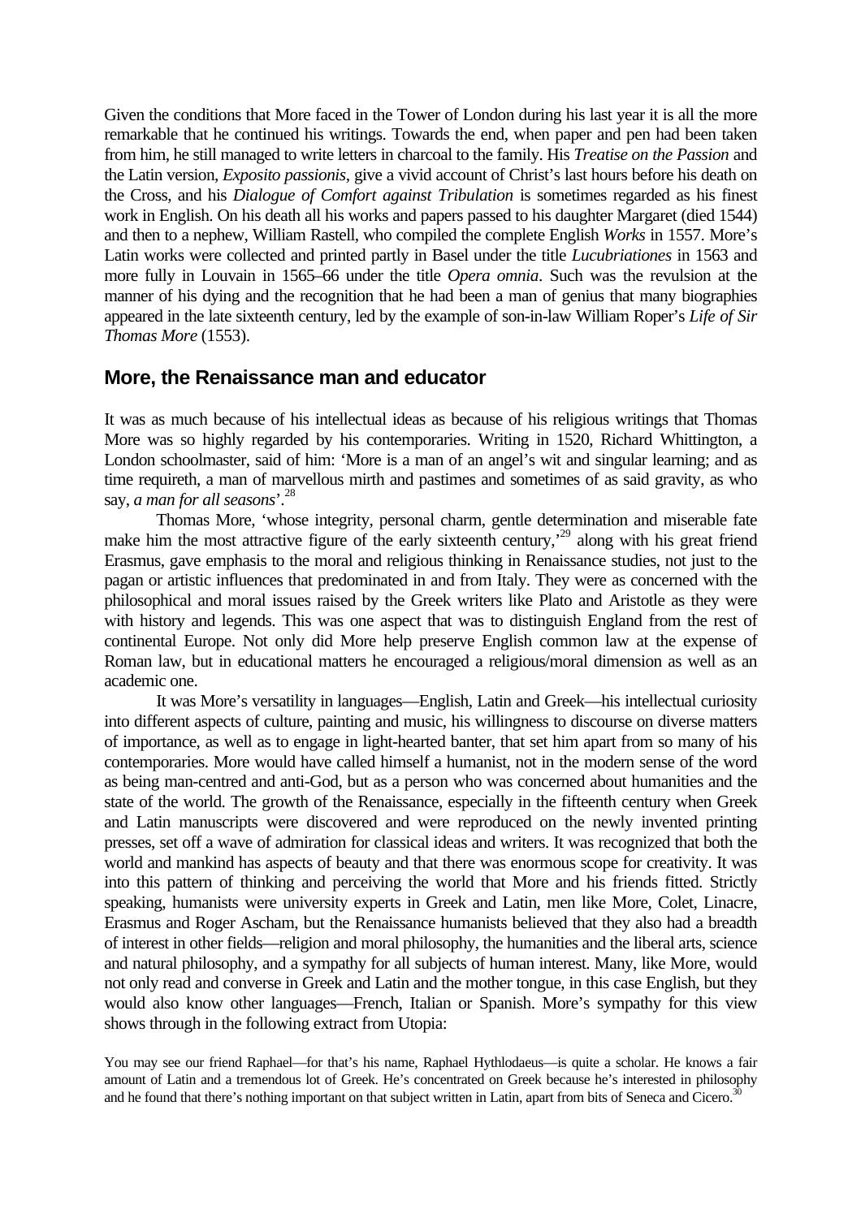Given the conditions that More faced in the Tower of London during his last year it is all the more remarkable that he continued his writings. Towards the end, when paper and pen had been taken from him, he still managed to write letters in charcoal to the family. His *Treatise on the Passion* and the Latin version, *Exposito passionis*, give a vivid account of Christ's last hours before his death on the Cross, and his *Dialogue of Comfort against Tribulation* is sometimes regarded as his finest work in English. On his death all his works and papers passed to his daughter Margaret (died 1544) and then to a nephew, William Rastell, who compiled the complete English *Works* in 1557. More's Latin works were collected and printed partly in Basel under the title *Lucubriationes* in 1563 and more fully in Louvain in 1565–66 under the title *Opera omnia*. Such was the revulsion at the manner of his dying and the recognition that he had been a man of genius that many biographies appeared in the late sixteenth century, led by the example of son-in-law William Roper's *Life of Sir Thomas More* (1553).

## More, the Renaissance man and educator

It was as much because of his intellectual ideas as because of his religious writings that Thomas More was so highly regarded by his contemporaries. Writing in 1520, Richard Whittington, a London schoolmaster, said of him: 'More is a man of an angel's wit and singular learning; and as time requireth, a man of marvellous mirth and pastimes and sometimes of as said gravity, as who say, *a man for all seasons*'.[28]

Thomas More, 'whose integrity, personal charm, gentle determination and miserable fate make him the most attractive figure of the early sixteenth century,'[29] along with his great friend Erasmus, gave emphasis to the moral and religious thinking in Renaissance studies, not just to the pagan or artistic influences that predominated in and from Italy. They were as concerned with the philosophical and moral issues raised by the Greek writers like Plato and Aristotle as they were with history and legends. This was one aspect that was to distinguish England from the rest of continental Europe. Not only did More help preserve English common law at the expense of Roman law, but in educational matters he encouraged a religious/moral dimension as well as an academic one.

It was More's versatility in languages—English, Latin and Greek—his intellectual curiosity into different aspects of culture, painting and music, his willingness to discourse on diverse matters of importance, as well as to engage in light-hearted banter, that set him apart from so many of his contemporaries. More would have called himself a humanist, not in the modern sense of the word as being man-centred and anti-God, but as a person who was concerned about humanities and the state of the world. The growth of the Renaissance, especially in the fifteenth century when Greek and Latin manuscripts were discovered and were reproduced on the newly invented printing presses, set off a wave of admiration for classical ideas and writers. It was recognized that both the world and mankind has aspects of beauty and that there was enormous scope for creativity. It was into this pattern of thinking and perceiving the world that More and his friends fitted. Strictly speaking, humanists were university experts in Greek and Latin, men like More, Colet, Linacre, Erasmus and Roger Ascham, but the Renaissance humanists believed that they also had a breadth of interest in other fields—religion and moral philosophy, the humanities and the liberal arts, science and natural philosophy, and a sympathy for all subjects of human interest. Many, like More, would not only read and converse in Greek and Latin and the mother tongue, in this case English, but they would also know other languages—French, Italian or Spanish. More's sympathy for this view shows through in the following extract from Utopia:

> You may see our friend Raphael—for that's his name, Raphael Hythlodaeus—is quite a scholar. He knows a fair amount of Latin and a tremendous lot of Greek. He's concentrated on Greek because he's interested in philosophy and he found that there's nothing importanț on that subject written in Latin, apart from bits of Seneca and Cicero.[30]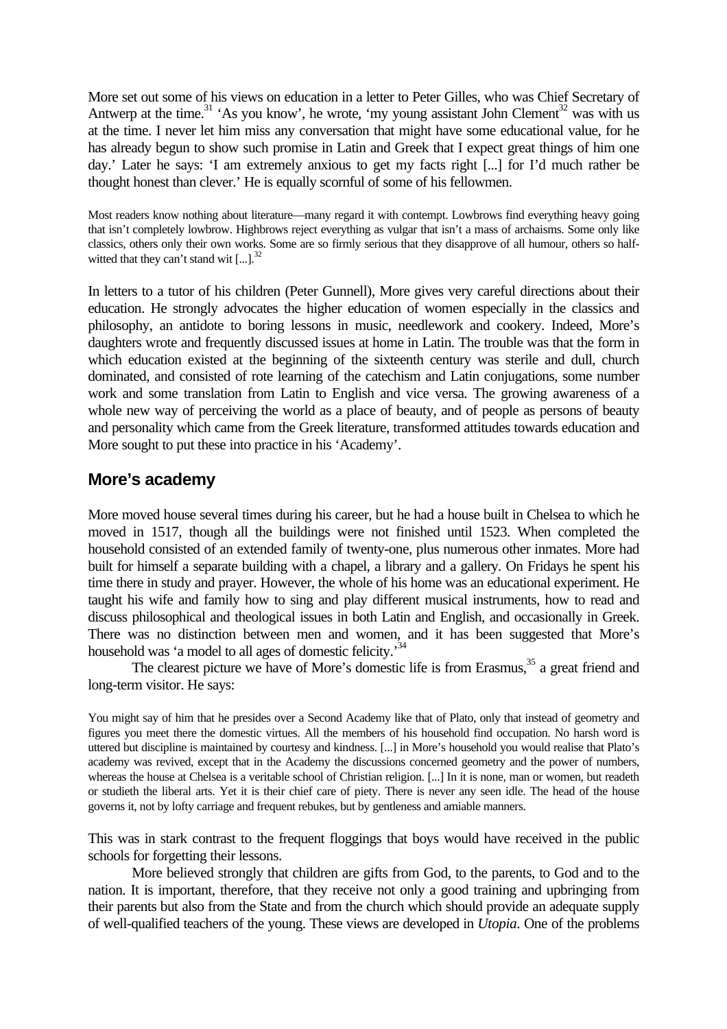More set out some of his views on education in a letter to Peter Gilles, who was Chief Secretary of Antwerp at the time.[31] 'As you know', he wrote, 'my young assistant John Clement[32] was with us at the time. I never let him miss any conversation that might have some educational value, for he has already begun to show such promise in Latin and Greek that I expect great things of him one day.' Later he says: 'I am extremely anxious to get my facts right [...] for I'd much rather be thought honest than clever.' He is equally scornful of some of his fellowmen.

> Most readers know nothing about literature—many regard it with contempt. Lowbrows find everything heavy going that isn't completely lowbrow. Highbrows reject everything as vulgar that isn't a mass of archaisms. Some only like classics, others only their own works. Some are so firmly serious that they disapprove of all humour, others so half-witted that they can't stand wit [...].[32]

In letters to a tutor of his children (Peter Gunnell), More gives very careful directions about their education. He strongly advocates the higher education of women especially in the classics and philosophy, an antidote to boring lessons in music, needlework and cookery. Indeed, More's daughters wrote and frequently discussed issues at home in Latin. The trouble was that the form in which education existed at the beginning of the sixteenth century was sterile and dull, church dominated, and consisted of rote learning of the catechism and Latin conjugations, some number work and some translation from Latin to English and vice versa. The growing awareness of a whole new way of perceiving the world as a place of beauty, and of people as persons of beauty and personality which came from the Greek literature, transformed attitudes towards education and More sought to put these into practice in his 'Academy'.

## More's academy

More moved house several times during his career, but he had a house built in Chelsea to which he moved in 1517, though all the buildings were not finished until 1523. When completed the household consisted of an extended family of twenty-one, plus numerous other inmates. More had built for himself a separate building with a chapel, a library and a gallery. On Fridays he spent his time there in study and prayer. However, the whole of his home was an educational experiment. He taught his wife and family how to sing and play different musical instruments, how to read and discuss philosophical and theological issues in both Latin and English, and occasionally in Greek. There was no distinction between men and women, and it has been suggested that More's household was 'a model to all ages of domestic felicity.'[34]

The clearest picture we have of More's domestic life is from Erasmus,[35] a great friend and long-term visitor. He says:

> You might say of him that he presides over a Second Academy like that of Plato, only that instead of geometry and figures you meet there the domestic virtues. All the members of his household find occupation. No harsh word is uttered but discipline is maintained by courtesy and kindness. [...] in More's household you would realise that Plato's academy was revived, except that in the Academy the discussions concerned geometry and the power of numbers, whereas the house at Chelsea is a veritable school of Christian religion. [...] In it is none, man or women, but readeth or studieth the liberal arts. Yet it is their chief care of piety. There is never any seen idle. The head of the house governs it, not by lofty carriage and frequent rebukes, but by gentleness and amiable manners.

This was in stark contrast to the frequent floggings that boys would have received in the public schools for forgetting their lessons.

More believed strongly that children are gifts from God, to the parents, to God and to the nation. It is important, therefore, that they receive not only a good training and upbringing from their parents but also from the State and from the church which should provide an adequate supply of well-qualified teachers of the young. These views are developed in *Utopia*. One of the problems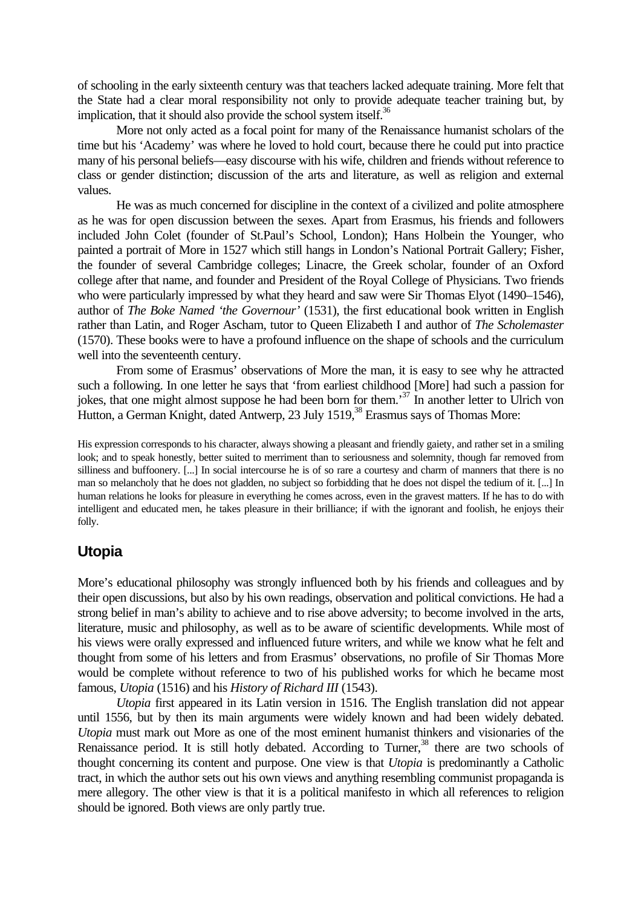of schooling in the early sixteenth century was that teachers lacked adequate training. More felt that the State had a clear moral responsibility not only to provide adequate teacher training but, by implication, that it should also provide the school system itself.[36]

More not only acted as a focal point for many of the Renaissance humanist scholars of the time but his 'Academy' was where he loved to hold court, because there he could put into practice many of his personal beliefs—easy discourse with his wife, children and friends without reference to class or gender distinction; discussion of the arts and literature, as well as religion and external values.

He was as much concerned for discipline in the context of a civilized and polite atmosphere as he was for open discussion between the sexes. Apart from Erasmus, his friends and followers included John Colet (founder of St.Paul's School, London); Hans Holbein the Younger, who painted a portrait of More in 1527 which still hangs in London's National Portrait Gallery; Fisher, the founder of several Cambridge colleges; Linacre, the Greek scholar, founder of an Oxford college after that name, and founder and President of the Royal College of Physicians. Two friends who were particularly impressed by what they heard and saw were Sir Thomas Elyot (1490–1546), author of *The Boke Named 'the Governour'* (1531), the first educational book written in English rather than Latin, and Roger Ascham, tutor to Queen Elizabeth I and author of *The Scholemaster* (1570). These books were to have a profound influence on the shape of schools and the curriculum well into the seventeenth century.

From some of Erasmus' observations of More the man, it is easy to see why he attracted such a following. In one letter he says that 'from earliest childhood [More] had such a passion for jokes, that one might almost suppose he had been born for them.'[37] In another letter to Ulrich von Hutton, a German Knight, dated Antwerp, 23 July 1519,[38] Erasmus says of Thomas More:

> His expression corresponds to his character, always showing a pleasant and friendly gaiety, and rather set in a smiling look; and to speak honestly, better suited to merriment than to seriousness and solemnity, though far removed from silliness and buffoonery. [...] In social intercourse he is of so rare a courtesy and charm of manners that there is no man so melancholy that he does not gladden, no subject so forbidding that he does not dispel the tedium of it. [...] In human relations he looks for pleasure in everything he comes across, even in the gravest matters. If he has to do with intelligent and educated men, he takes pleasure in their brilliance; if with the ignorant and foolish, he enjoys their folly.

## Utopia

More's educational philosophy was strongly influenced both by his friends and colleagues and by their open discussions, but also by his own readings, observation and political convictions. He had a strong belief in man's ability to achieve and to rise above adversity; to become involved in the arts, literature, music and philosophy, as well as to be aware of scientific developments. While most of his views were orally expressed and influenced future writers, and while we know what he felt and thought from some of his letters and from Erasmus' observations, no profile of Sir Thomas More would be complete without reference to two of his published works for which he became most famous, *Utopia* (1516) and his *History of Richard III* (1543).

*Utopia* first appeared in its Latin version in 1516. The English translation did not appear until 1556, but by then its main arguments were widely known and had been widely debated. *Utopia* must mark out More as one of the most eminent humanist thinkers and visionaries of the Renaissance period. It is still hotly debated. According to Turner,[38] there are two schools of thought concerning its content and purpose. One view is that *Utopia* is predominantly a Catholic tract, in which the author sets out his own views and anything resembling communist propaganda is mere allegory. The other view is that it is a political manifesto in which all references to religion should be ignored. Both views are only partly true.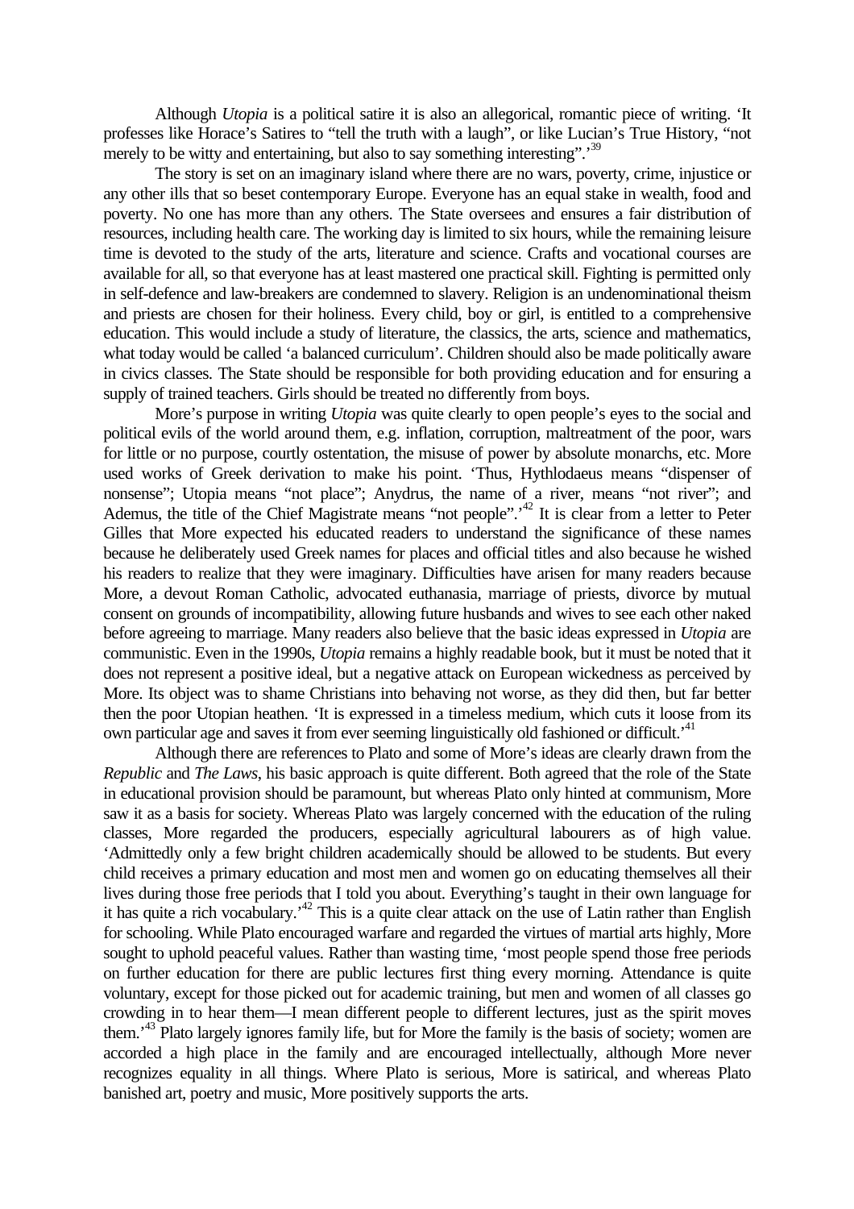Although *Utopia* is a political satire it is also an allegorical, romantic piece of writing. 'It professes like Horace's Satires to "tell the truth with a laugh", or like Lucian's True History, "not merely to be witty and entertaining, but also to say something interesting".'[39]

The story is set on an imaginary island where there are no wars, poverty, crime, injustice or any other ills that so beset contemporary Europe. Everyone has an equal stake in wealth, food and poverty. No one has more than any others. The State oversees and ensures a fair distribution of resources, including health care. The working day is limited to six hours, while the remaining leisure time is devoted to the study of the arts, literature and science. Crafts and vocational courses are available for all, so that everyone has at least mastered one practical skill. Fighting is permitted only in self-defence and law-breakers are condemned to slavery. Religion is an undenominational theism and priests are chosen for their holiness. Every child, boy or girl, is entitled to a comprehensive education. This would include a study of literature, the classics, the arts, science and mathematics, what today would be called 'a balanced curriculum'. Children should also be made politically aware in civics classes. The State should be responsible for both providing education and for ensuring a supply of trained teachers. Girls should be treated no differently from boys.

More's purpose in writing *Utopia* was quite clearly to open people's eyes to the social and political evils of the world around them, e.g. inflation, corruption, maltreatment of the poor, wars for little or no purpose, courtly ostentation, the misuse of power by absolute monarchs, etc. More used works of Greek derivation to make his point. 'Thus, Hythlodaeus means "dispenser of nonsense"; Utopia means "not place"; Anydrus, the name of a river, means "not river"; and Ademus, the title of the Chief Magistrate means "not people".'[42] It is clear from a letter to Peter Gilles that More expected his educated readers to understand the significance of these names because he deliberately used Greek names for places and official titles and also because he wished his readers to realize that they were imaginary. Difficulties have arisen for many readers because More, a devout Roman Catholic, advocated euthanasia, marriage of priests, divorce by mutual consent on grounds of incompatibility, allowing future husbands and wives to see each other naked before agreeing to marriage. Many readers also believe that the basic ideas expressed in *Utopia* are communistic. Even in the 1990s, *Utopia* remains a highly readable book, but it must be noted that it does not represent a positive ideal, but a negative attack on European wickedness as perceived by More. Its object was to shame Christians into behaving not worse, as they did then, but far better then the poor Utopian heathen. 'It is expressed in a timeless medium, which cuts it loose from its own particular age and saves it from ever seeming linguistically old fashioned or difficult.'[41]

Although there are references to Plato and some of More's ideas are clearly drawn from the *Republic* and *The Laws*, his basic approach is quite different. Both agreed that the role of the State in educational provision should be paramount, but whereas Plato only hinted at communism, More saw it as a basis for society. Whereas Plato was largely concerned with the education of the ruling classes, More regarded the producers, especially agricultural labourers as of high value. 'Admittedly only a few bright children academically should be allowed to be students. But every child receives a primary education and most men and women go on educating themselves all their lives during those free periods that I told you about. Everything's taught in their own language for it has quite a rich vocabulary.'[42] This is a quite clear attack on the use of Latin rather than English for schooling. While Plato encouraged warfare and regarded the virtues of martial arts highly, More sought to uphold peaceful values. Rather than wasting time, 'most people spend those free periods on further education for there are public lectures first thing every morning. Attendance is quite voluntary, except for those picked out for academic training, but men and women of all classes go crowding in to hear them—I mean different people to different lectures, just as the spirit moves them.'[43] Plato largely ignores family life, but for More the family is the basis of society; women are accorded a high place in the family and are encouraged intellectually, although More never recognizes equality in all things. Where Plato is serious, More is satirical, and whereas Plato banished art, poetry and music, More positively supports the arts.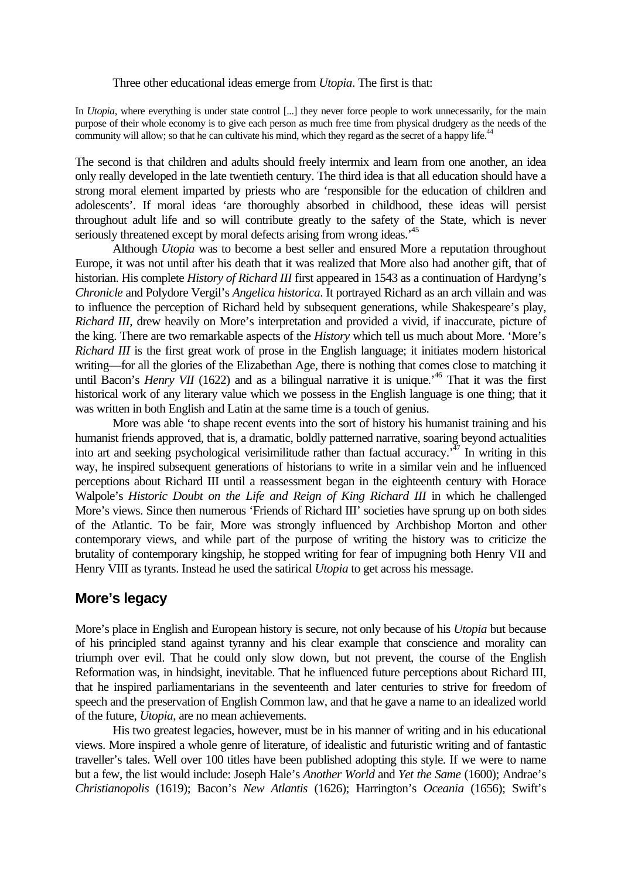Three other educational ideas emerge from *Utopia*. The first is that:

> In *Utopia*, where everything is under state control [...] they never force people to work unnecessarily, for the main purpose of their whole economy is to give each person as much free time from physical drudgery as the needs of the community will allow; so that he can cultivate his mind, which they regard as the secret of a happy life.[44]

The second is that children and adults should freely intermix and learn from one another, an idea only really developed in the late twentieth century. The third idea is that all education should have a strong moral element imparted by priests who are 'responsible for the education of children and adolescents'. If moral ideas 'are thoroughly absorbed in childhood, these ideas will persist throughout adult life and so will contribute greatly to the safety of the State, which is never seriously threatened except by moral defects arising from wrong ideas.'[45]

Although *Utopia* was to become a best seller and ensured More a reputation throughout Europe, it was not until after his death that it was realized that More also had another gift, that of historian. His complete *History of Richard III* first appeared in 1543 as a continuation of Hardyng's *Chronicle* and Polydore Vergil's *Angelica historica*. It portrayed Richard as an arch villain and was to influence the perception of Richard held by subsequent generations, while Shakespeare's play, *Richard III*, drew heavily on More's interpretation and provided a vivid, if inaccurate, picture of the king. There are two remarkable aspects of the *History* which tell us much about More. 'More's *Richard III* is the first great work of prose in the English language; it initiates modern historical writing—for all the glories of the Elizabethan Age, there is nothing that comes close to matching it until Bacon's *Henry VII* (1622) and as a bilingual narrative it is unique.'[46] That it was the first historical work of any literary value which we possess in the English language is one thing; that it was written in both English and Latin at the same time is a touch of genius.

More was able 'to shape recent events into the sort of history his humanist training and his humanist friends approved, that is, a dramatic, boldly patterned narrative, soaring beyond actualities into art and seeking psychological verisimilitude rather than factual accuracy.'[47] In writing in this way, he inspired subsequent generations of historians to write in a similar vein and he influenced perceptions about Richard III until a reassessment began in the eighteenth century with Horace Walpole's *Historic Doubt on the Life and Reign of King Richard III* in which he challenged More's views. Since then numerous 'Friends of Richard III' societies have sprung up on both sides of the Atlantic. To be fair, More was strongly influenced by Archbishop Morton and other contemporary views, and while part of the purpose of writing the history was to criticize the brutality of contemporary kingship, he stopped writing for fear of impugning both Henry VII and Henry VIII as tyrants. Instead he used the satirical *Utopia* to get across his message.

## More's legacy

More's place in English and European history is secure, not only because of his *Utopia* but because of his principled stand against tyranny and his clear example that conscience and morality can triumph over evil. That he could only slow down, but not prevent, the course of the English Reformation was, in hindsight, inevitable. That he influenced future perceptions about Richard III, that he inspired parliamentarians in the seventeenth and later centuries to strive for freedom of speech and the preservation of English Common law, and that he gave a name to an idealized world of the future, *Utopia*, are no mean achievements.

His two greatest legacies, however, must be in his manner of writing and in his educational views. More inspired a whole genre of literature, of idealistic and futuristic writing and of fantastic traveller's tales. Well over 100 titles have been published adopting this style. If we were to name but a few, the list would include: Joseph Hale's *Another World* and *Yet the Same* (1600); Andrae's *Christianopolis* (1619); Bacon's *New Atlantis* (1626); Harrington's *Oceania* (1656); Swift's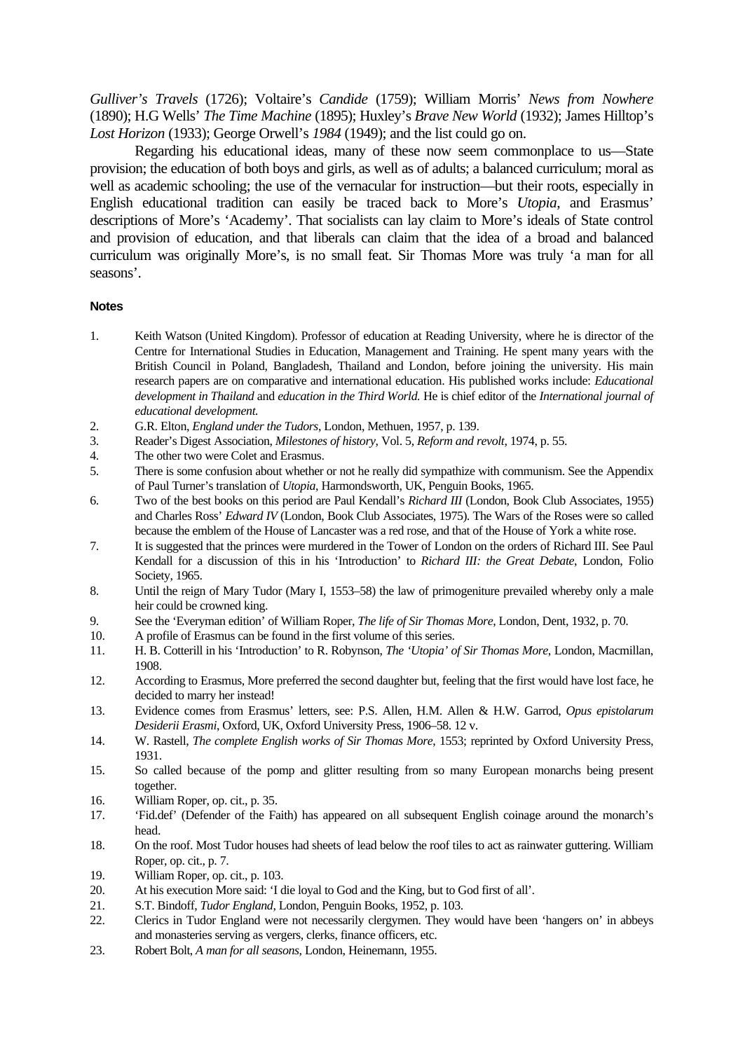*Gulliver's Travels* (1726); Voltaire's *Candide* (1759); William Morris' *News from Nowhere* (1890); H.G Wells' *The Time Machine* (1895); Huxley's *Brave New World* (1932); James Hilltop's *Lost Horizon* (1933); George Orwell's *1984* (1949); and the list could go on.

Regarding his educational ideas, many of these now seem commonplace to us—State provision; the education of both boys and girls, as well as of adults; a balanced curriculum; moral as well as academic schooling; the use of the vernacular for instruction—but their roots, especially in English educational tradition can easily be traced back to More's *Utopia*, and Erasmus' descriptions of More's 'Academy'. That socialists can lay claim to More's ideals of State control and provision of education, and that liberals can claim that the idea of a broad and balanced curriculum was originally More's, is no small feat. Sir Thomas More was truly 'a man for all seasons'.

**Notes**

1. Keith Watson (United Kingdom). Professor of education at Reading University, where he is director of the Centre for International Studies in Education, Management and Training. He spent many years with the British Council in Poland, Bangladesh, Thailand and London, before joining the university. His main research papers are on comparative and international education. His published works include: *Educational development in Thailand* and *education in the Third World.* He is chief editor of the *International journal of educational development.*
2. G.R. Elton, *England under the Tudors*, London, Methuen, 1957, p. 139.
3. Reader's Digest Association, *Milestones of history*, Vol. 5, *Reform and revolt*, 1974, p. 55.
4. The other two were Colet and Erasmus.
5. There is some confusion about whether or not he really did sympathize with communism. See the Appendix of Paul Turner's translation of *Utopia*, Harmondsworth, UK, Penguin Books, 1965.
6. Two of the best books on this period are Paul Kendall's *Richard III* (London, Book Club Associates, 1955) and Charles Ross' *Edward IV* (London, Book Club Associates, 1975). The Wars of the Roses were so called because the emblem of the House of Lancaster was a red rose, and that of the House of York a white rose.
7. It is suggested that the princes were murdered in the Tower of London on the orders of Richard III. See Paul Kendall for a discussion of this in his 'Introduction' to *Richard III: the Great Debate*, London, Folio Society, 1965.
8. Until the reign of Mary Tudor (Mary I, 1553–58) the law of primogeniture prevailed whereby only a male heir could be crowned king.
9. See the 'Everyman edition' of William Roper, *The life of Sir Thomas More*, London, Dent, 1932, p. 70.
10. A profile of Erasmus can be found in the first volume of this series.
11. H. B. Cotterill in his 'Introduction' to R. Robynson, *The 'Utopia' of Sir Thomas More*, London, Macmillan, 1908.
12. According to Erasmus, More preferred the second daughter but, feeling that the first would have lost face, he decided to marry her instead!
13. Evidence comes from Erasmus' letters, see: P.S. Allen, H.M. Allen & H.W. Garrod, *Opus epistolarum Desiderii Erasmi*, Oxford, UK, Oxford University Press, 1906–58. 12 v.
14. W. Rastell, *The complete English works of Sir Thomas More*, 1553; reprinted by Oxford University Press, 1931.
15. So called because of the pomp and glitter resulting from so many European monarchs being present together.
16. William Roper, op. cit., p. 35.
17. 'Fid.def' (Defender of the Faith) has appeared on all subsequent English coinage around the monarch's head.
18. On the roof. Most Tudor houses had sheets of lead below the roof tiles to act as rainwater guttering. William Roper, op. cit., p. 7.
19. William Roper, op. cit., p. 103.
20. At his execution More said: 'I die loyal to God and the King, but to God first of all'.
21. S.T. Bindoff, *Tudor England*, London, Penguin Books, 1952, p. 103.
22. Clerics in Tudor England were not necessarily clergymen. They would have been 'hangers on' in abbeys and monasteries serving as vergers, clerks, finance officers, etc.
23. Robert Bolt, *A man for all seasons*, London, Heinemann, 1955.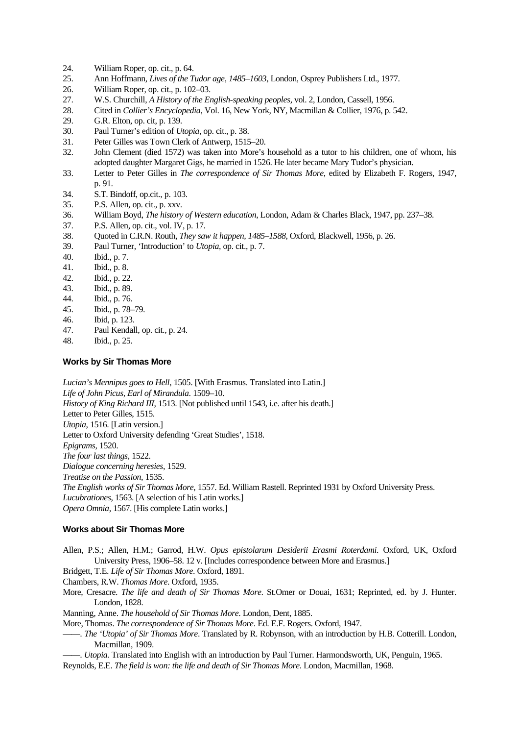24. William Roper, op. cit., p. 64.
25. Ann Hoffmann, *Lives of the Tudor age, 1485–1603*, London, Osprey Publishers Ltd., 1977.
26. William Roper, op. cit., p. 102–03.
27. W.S. Churchill, *A History of the English-speaking peoples*, vol. 2, London, Cassell, 1956.
28. Cited in *Collier's Encyclopedia*, Vol. 16, New York, NY, Macmillan & Collier, 1976, p. 542.
29. G.R. Elton, op. cit, p. 139.
30. Paul Turner's edition of *Utopia*, op. cit., p. 38.
31. Peter Gilles was Town Clerk of Antwerp, 1515–20.
32. John Clement (died 1572) was taken into More's household as a tutor to his children, one of whom, his adopted daughter Margaret Gigs, he married in 1526. He later became Mary Tudor's physician.
33. Letter to Peter Gilles in *The correspondence of Sir Thomas More*, edited by Elizabeth F. Rogers, 1947, p. 91.
34. S.T. Bindoff, op.cit., p. 103.
35. P.S. Allen, op. cit., p. xxv.
36. William Boyd, *The history of Western education*, London, Adam & Charles Black, 1947, pp. 237–38.
37. P.S. Allen, op. cit., vol. IV, p. 17.
38. Quoted in C.R.N. Routh, *They saw it happen, 1485–1588*, Oxford, Blackwell, 1956, p. 26.
39. Paul Turner, 'Introduction' to *Utopia*, op. cit., p. 7.
40. Ibid., p. 7.
41. Ibid., p. 8.
42. Ibid., p. 22.
43. Ibid., p. 89.
44. Ibid., p. 76.
45. Ibid., p. 78–79.
46. Ibid, p. 123.
47. Paul Kendall, op. cit., p. 24.
48. Ibid., p. 25.

### Works by Sir Thomas More

*Lucian's Mennipus goes to Hell*, 1505. [With Erasmus. Translated into Latin.]
*Life of John Picus, Earl of Mirandula*. 1509–10.
*History of King Richard III*, 1513. [Not published until 1543, i.e. after his death.]
Letter to Peter Gilles, 1515.
*Utopia*, 1516. [Latin version.]
Letter to Oxford University defending 'Great Studies', 1518.
*Epigrams*, 1520.
*The four last things*, 1522.
*Dialogue concerning heresies*, 1529.
*Treatise on the Passion*, 1535.
*The English works of Sir Thomas More*, 1557. Ed. William Rastell. Reprinted 1931 by Oxford University Press.
*Lucubrationes*, 1563. [A selection of his Latin works.]
*Opera Omnia*, 1567. [His complete Latin works.]

### Works about Sir Thomas More

Allen, P.S.; Allen, H.M.; Garrod, H.W. *Opus epistolarum Desiderii Erasmi Roterdami*. Oxford, UK, Oxford University Press, 1906–58. 12 v. [Includes correspondence between More and Erasmus.]

Bridgett, T.E. *Life of Sir Thomas More*. Oxford, 1891.

Chambers, R.W. *Thomas More*. Oxford, 1935.

More, Cresacre. *The life and death of Sir Thomas More*. St.Omer or Douai, 1631; Reprinted, ed. by J. Hunter. London, 1828.

Manning, Anne. *The household of Sir Thomas More*. London, Dent, 1885.

More, Thomas. *The correspondence of Sir Thomas More*. Ed. E.F. Rogers. Oxford, 1947.

——. *The 'Utopia' of Sir Thomas More*. Translated by R. Robynson, with an introduction by H.B. Cotterill. London, Macmillan, 1909.

——. *Utopia.* Translated into English with an introduction by Paul Turner. Harmondsworth, UK, Penguin, 1965.

Reynolds, E.E. *The field is won: the life and death of Sir Thomas More*. London, Macmillan, 1968.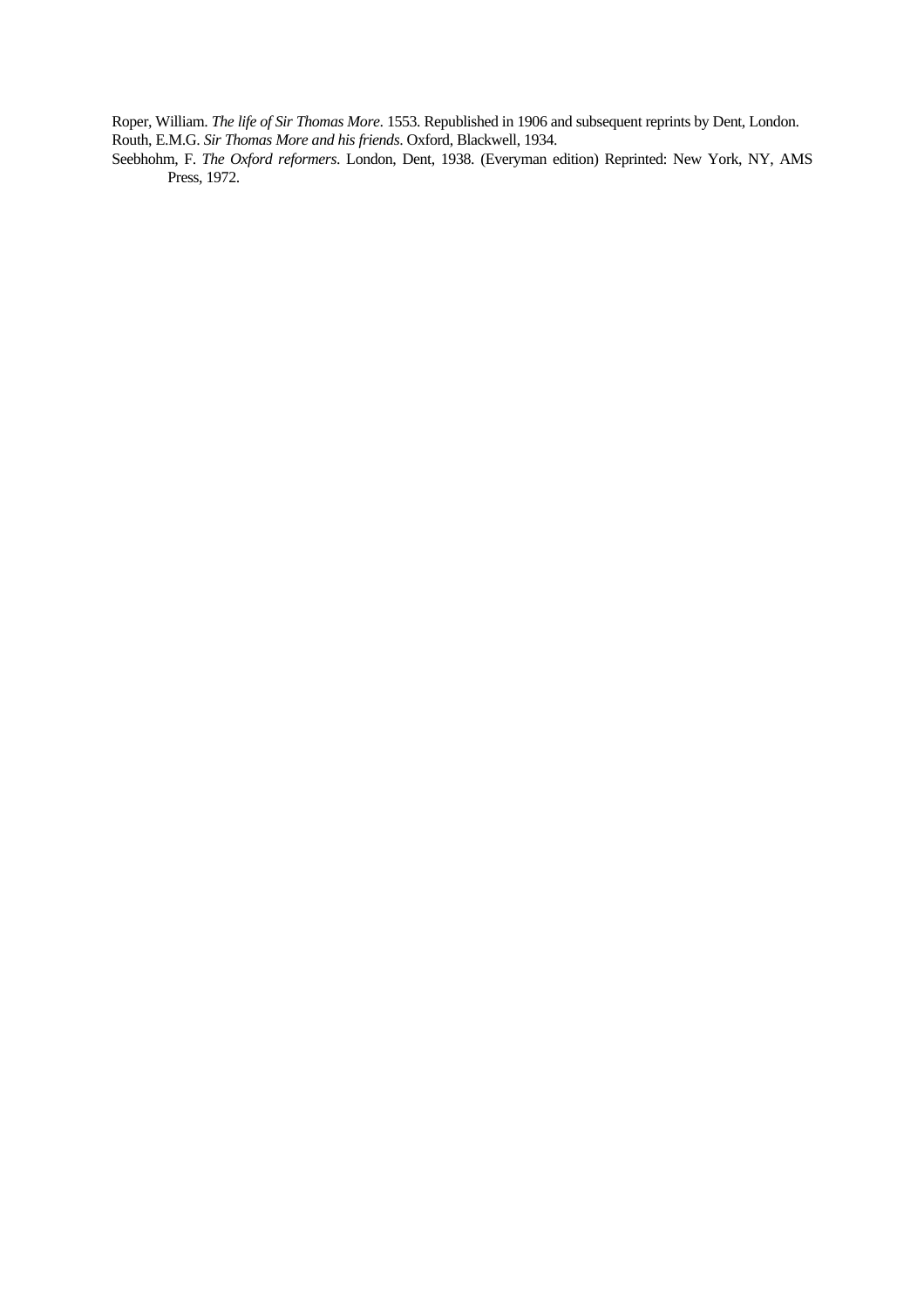Roper, William. *The life of Sir Thomas More*. 1553. Republished in 1906 and subsequent reprints by Dent, London.

Routh, E.M.G. *Sir Thomas More and his friends*. Oxford, Blackwell, 1934.

Seebhohm, F. *The Oxford reformers*. London, Dent, 1938. (Everyman edition) Reprinted: New York, NY, AMS Press, 1972.